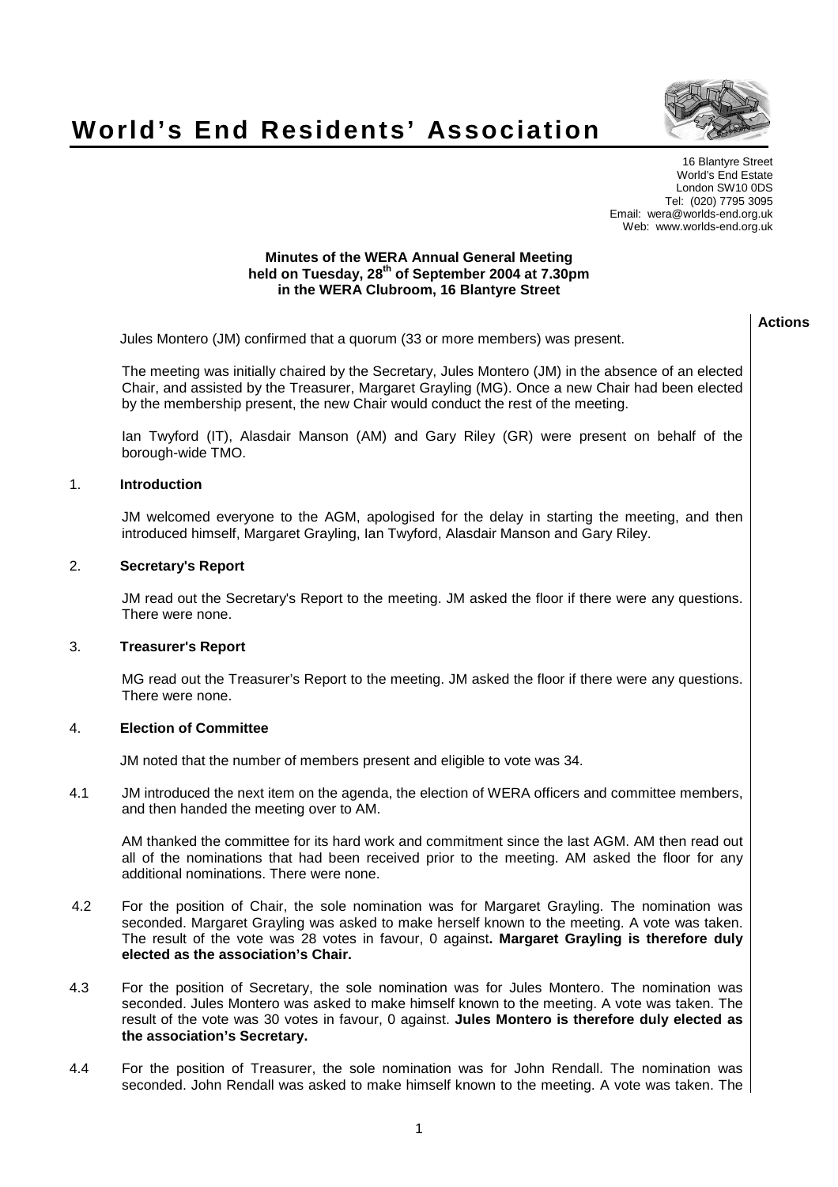# World's End Residents' Association

16 Blantyre Street
World's End Estate
London SW10 0DS
Tel: (020) 7795 3095
Email: wera@worlds-end.org.uk
Web: www.worlds-end.org.uk

**Minutes of the WERA Annual General Meeting**
**held on Tuesday, 28th of September 2004 at 7.30pm**
**in the WERA Clubroom, 16 Blantyre Street**

**Actions**

Jules Montero (JM) confirmed that a quorum (33 or more members) was present.

The meeting was initially chaired by the Secretary, Jules Montero (JM) in the absence of an elected Chair, and assisted by the Treasurer, Margaret Grayling (MG). Once a new Chair had been elected by the membership present, the new Chair would conduct the rest of the meeting.

Ian Twyford (IT), Alasdair Manson (AM) and Gary Riley (GR) were present on behalf of the borough-wide TMO.

## 1. Introduction

JM welcomed everyone to the AGM, apologised for the delay in starting the meeting, and then introduced himself, Margaret Grayling, Ian Twyford, Alasdair Manson and Gary Riley.

## 2. Secretary's Report

JM read out the Secretary's Report to the meeting. JM asked the floor if there were any questions. There were none.

## 3. Treasurer's Report

MG read out the Treasurer's Report to the meeting. JM asked the floor if there were any questions. There were none.

## 4. Election of Committee

JM noted that the number of members present and eligible to vote was 34.

4.1 JM introduced the next item on the agenda, the election of WERA officers and committee members, and then handed the meeting over to AM.

AM thanked the committee for its hard work and commitment since the last AGM. AM then read out all of the nominations that had been received prior to the meeting. AM asked the floor for any additional nominations. There were none.

4.2 For the position of Chair, the sole nomination was for Margaret Grayling. The nomination was seconded. Margaret Grayling was asked to make herself known to the meeting. A vote was taken. The result of the vote was 28 votes in favour, 0 against**. Margaret Grayling is therefore duly elected as the association's Chair.**

4.3 For the position of Secretary, the sole nomination was for Jules Montero. The nomination was seconded. Jules Montero was asked to make himself known to the meeting. A vote was taken. The result of the vote was 30 votes in favour, 0 against. **Jules Montero is therefore duly elected as the association's Secretary.**

4.4 For the position of Treasurer, the sole nomination was for John Rendall. The nomination was seconded. John Rendall was asked to make himself known to the meeting. A vote was taken. The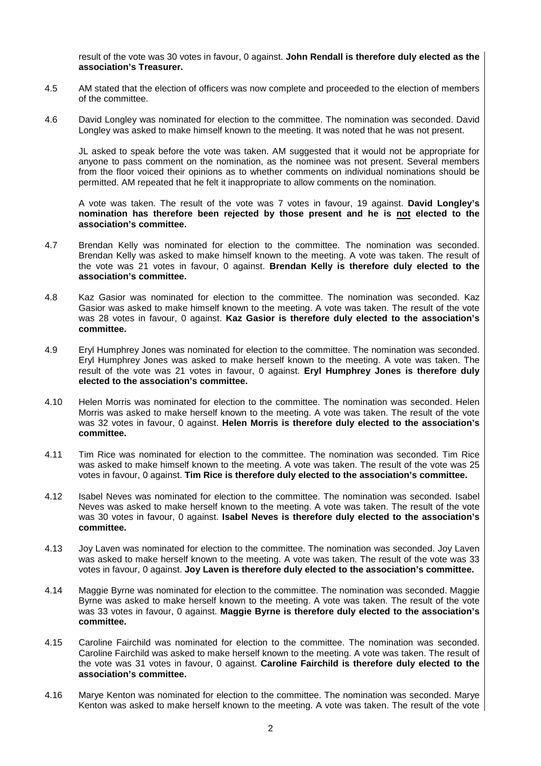result of the vote was 30 votes in favour, 0 against. **John Rendall is therefore duly elected as the association's Treasurer.**

4.5 AM stated that the election of officers was now complete and proceeded to the election of members of the committee.

4.6 David Longley was nominated for election to the committee. The nomination was seconded. David Longley was asked to make himself known to the meeting. It was noted that he was not present.

JL asked to speak before the vote was taken. AM suggested that it would not be appropriate for anyone to pass comment on the nomination, as the nominee was not present. Several members from the floor voiced their opinions as to whether comments on individual nominations should be permitted. AM repeated that he felt it inappropriate to allow comments on the nomination.

A vote was taken. The result of the vote was 7 votes in favour, 19 against. **David Longley's nomination has therefore been rejected by those present and he is <u>not</u> elected to the association's committee.**

4.7 Brendan Kelly was nominated for election to the committee. The nomination was seconded. Brendan Kelly was asked to make himself known to the meeting. A vote was taken. The result of the vote was 21 votes in favour, 0 against. **Brendan Kelly is therefore duly elected to the association's committee.**

4.8 Kaz Gasior was nominated for election to the committee. The nomination was seconded. Kaz Gasior was asked to make himself known to the meeting. A vote was taken. The result of the vote was 28 votes in favour, 0 against. **Kaz Gasior is therefore duly elected to the association's committee.**

4.9 Eryl Humphrey Jones was nominated for election to the committee. The nomination was seconded. Eryl Humphrey Jones was asked to make herself known to the meeting. A vote was taken. The result of the vote was 21 votes in favour, 0 against. **Eryl Humphrey Jones is therefore duly elected to the association's committee.**

4.10 Helen Morris was nominated for election to the committee. The nomination was seconded. Helen Morris was asked to make herself known to the meeting. A vote was taken. The result of the vote was 32 votes in favour, 0 against. **Helen Morris is therefore duly elected to the association's committee.**

4.11 Tim Rice was nominated for election to the committee. The nomination was seconded. Tim Rice was asked to make himself known to the meeting. A vote was taken. The result of the vote was 25 votes in favour, 0 against. **Tim Rice is therefore duly elected to the association's committee.**

4.12 Isabel Neves was nominated for election to the committee. The nomination was seconded. Isabel Neves was asked to make herself known to the meeting. A vote was taken. The result of the vote was 30 votes in favour, 0 against. **Isabel Neves is therefore duly elected to the association's committee.**

4.13 Joy Laven was nominated for election to the committee. The nomination was seconded. Joy Laven was asked to make herself known to the meeting. A vote was taken. The result of the vote was 33 votes in favour, 0 against. **Joy Laven is therefore duly elected to the association's committee.**

4.14 Maggie Byrne was nominated for election to the committee. The nomination was seconded. Maggie Byrne was asked to make herself known to the meeting. A vote was taken. The result of the vote was 33 votes in favour, 0 against. **Maggie Byrne is therefore duly elected to the association's committee.**

4.15 Caroline Fairchild was nominated for election to the committee. The nomination was seconded. Caroline Fairchild was asked to make herself known to the meeting. A vote was taken. The result of the vote was 31 votes in favour, 0 against. **Caroline Fairchild is therefore duly elected to the association's committee.**

4.16 Marye Kenton was nominated for election to the committee. The nomination was seconded. Marye Kenton was asked to make herself known to the meeting. A vote was taken. The result of the vote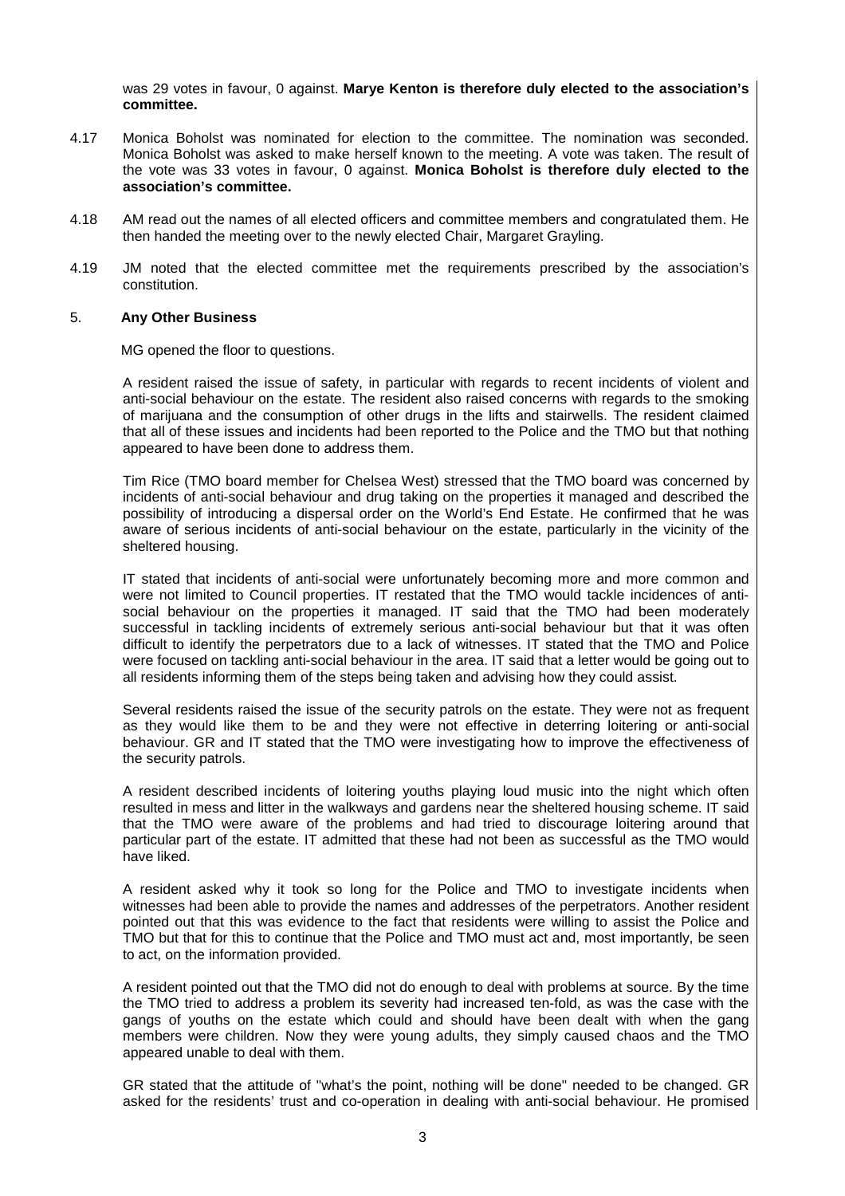was 29 votes in favour, 0 against. **Marye Kenton is therefore duly elected to the association's committee.**

4.17 Monica Boholst was nominated for election to the committee. The nomination was seconded. Monica Boholst was asked to make herself known to the meeting. A vote was taken. The result of the vote was 33 votes in favour, 0 against. **Monica Boholst is therefore duly elected to the association's committee.**

4.18 AM read out the names of all elected officers and committee members and congratulated them. He then handed the meeting over to the newly elected Chair, Margaret Grayling.

4.19 JM noted that the elected committee met the requirements prescribed by the association's constitution.

## 5. Any Other Business

MG opened the floor to questions.

A resident raised the issue of safety, in particular with regards to recent incidents of violent and anti-social behaviour on the estate. The resident also raised concerns with regards to the smoking of marijuana and the consumption of other drugs in the lifts and stairwells. The resident claimed that all of these issues and incidents had been reported to the Police and the TMO but that nothing appeared to have been done to address them.

Tim Rice (TMO board member for Chelsea West) stressed that the TMO board was concerned by incidents of anti-social behaviour and drug taking on the properties it managed and described the possibility of introducing a dispersal order on the World's End Estate. He confirmed that he was aware of serious incidents of anti-social behaviour on the estate, particularly in the vicinity of the sheltered housing.

IT stated that incidents of anti-social were unfortunately becoming more and more common and were not limited to Council properties. IT restated that the TMO would tackle incidences of anti-social behaviour on the properties it managed. IT said that the TMO had been moderately successful in tackling incidents of extremely serious anti-social behaviour but that it was often difficult to identify the perpetrators due to a lack of witnesses. IT stated that the TMO and Police were focused on tackling anti-social behaviour in the area. IT said that a letter would be going out to all residents informing them of the steps being taken and advising how they could assist.

Several residents raised the issue of the security patrols on the estate. They were not as frequent as they would like them to be and they were not effective in deterring loitering or anti-social behaviour. GR and IT stated that the TMO were investigating how to improve the effectiveness of the security patrols.

A resident described incidents of loitering youths playing loud music into the night which often resulted in mess and litter in the walkways and gardens near the sheltered housing scheme. IT said that the TMO were aware of the problems and had tried to discourage loitering around that particular part of the estate. IT admitted that these had not been as successful as the TMO would have liked.

A resident asked why it took so long for the Police and TMO to investigate incidents when witnesses had been able to provide the names and addresses of the perpetrators. Another resident pointed out that this was evidence to the fact that residents were willing to assist the Police and TMO but that for this to continue that the Police and TMO must act and, most importantly, be seen to act, on the information provided.

A resident pointed out that the TMO did not do enough to deal with problems at source. By the time the TMO tried to address a problem its severity had increased ten-fold, as was the case with the gangs of youths on the estate which could and should have been dealt with when the gang members were children. Now they were young adults, they simply caused chaos and the TMO appeared unable to deal with them.

GR stated that the attitude of "what's the point, nothing will be done" needed to be changed. GR asked for the residents' trust and co-operation in dealing with anti-social behaviour. He promised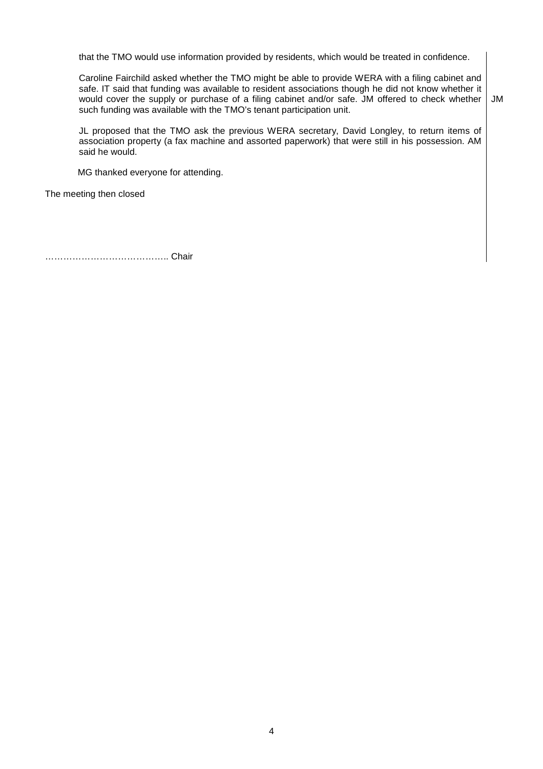that the TMO would use information provided by residents, which would be treated in confidence.

Caroline Fairchild asked whether the TMO might be able to provide WERA with a filing cabinet and safe. IT said that funding was available to resident associations though he did not know whether it would cover the supply or purchase of a filing cabinet and/or safe. JM offered to check whether such funding was available with the TMO's tenant participation unit. JM

JL proposed that the TMO ask the previous WERA secretary, David Longley, to return items of association property (a fax machine and assorted paperwork) that were still in his possession. AM said he would.

MG thanked everyone for attending.

The meeting then closed

………………………………….. Chair